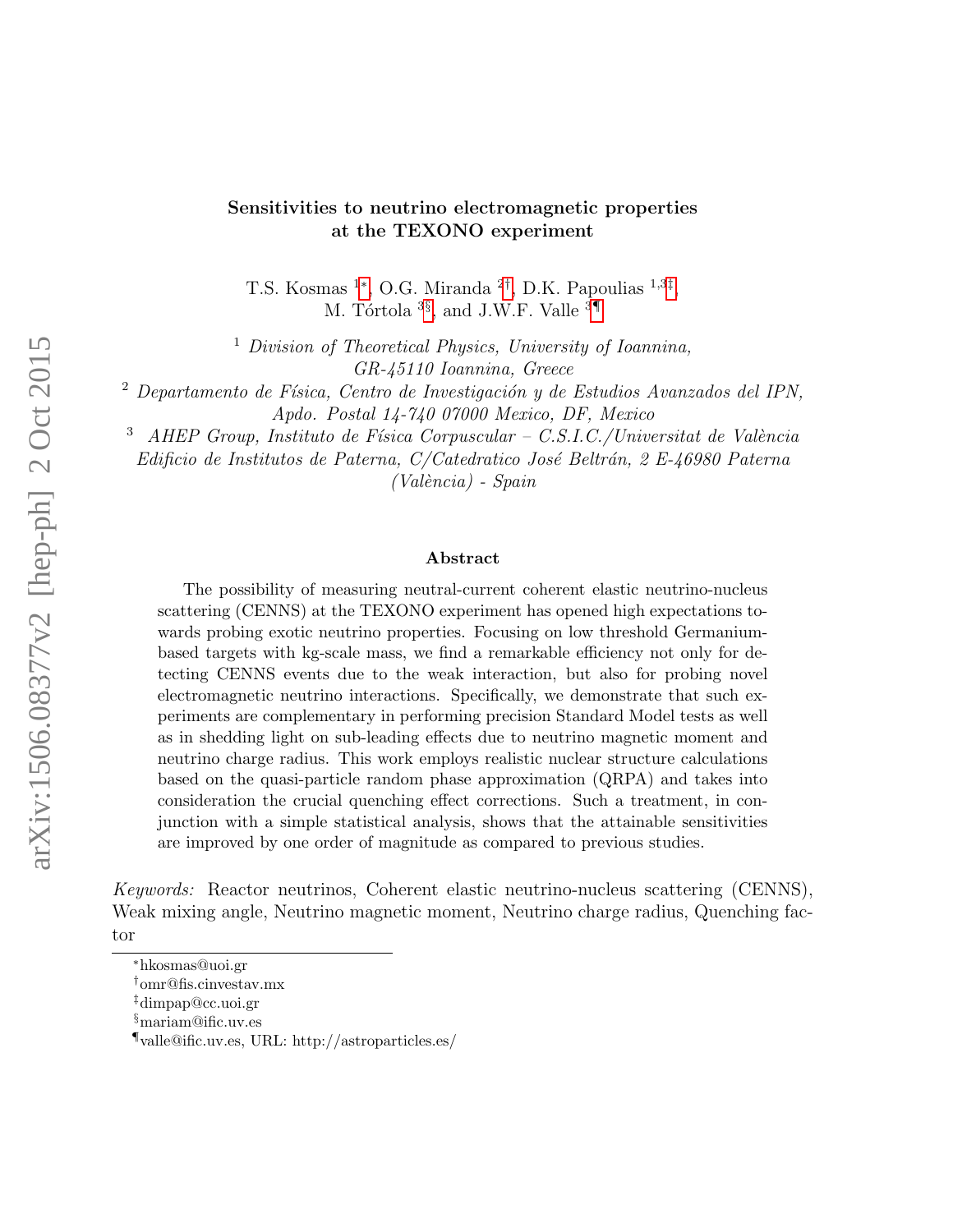# Sensitivities to neutrino electromagnetic properties at the TEXONO experiment

T.S. Kosmas [1]*, O.G. Miranda [2]†, D.K. Papoulias [1,3]‡, M. Tórtola [3]§, and J.W.F. Valle [3]¶

[1] *Division of Theoretical Physics, University of Ioannina, GR-45110 Ioannina, Greece*

[2] *Departamento de Física, Centro de Investigación y de Estudios Avanzados del IPN, Apdo. Postal 14-740 07000 Mexico, DF, Mexico*

[3] *AHEP Group, Instituto de Física Corpuscular – C.S.I.C./Universitat de València Edificio de Institutos de Paterna, C/Catedratico José Beltrán, 2 E-46980 Paterna (València) - Spain*

## Abstract

The possibility of measuring neutral-current coherent elastic neutrino-nucleus scattering (CENNS) at the TEXONO experiment has opened high expectations towards probing exotic neutrino properties. Focusing on low threshold Germanium-based targets with kg-scale mass, we find a remarkable efficiency not only for detecting CENNS events due to the weak interaction, but also for probing novel electromagnetic neutrino interactions. Specifically, we demonstrate that such experiments are complementary in performing precision Standard Model tests as well as in shedding light on sub-leading effects due to neutrino magnetic moment and neutrino charge radius. This work employs realistic nuclear structure calculations based on the quasi-particle random phase approximation (QRPA) and takes into consideration the crucial quenching effect corrections. Such a treatment, in conjunction with a simple statistical analysis, shows that the attainable sensitivities are improved by one order of magnitude as compared to previous studies.

*Keywords:* Reactor neutrinos, Coherent elastic neutrino-nucleus scattering (CENNS), Weak mixing angle, Neutrino magnetic moment, Neutrino charge radius, Quenching factor

---

*hkosmas@uoi.gr

†omr@fis.cinvestav.mx

‡dimpap@cc.uoi.gr

§mariam@ific.uv.es

¶valle@ific.uv.es, URL: http://astroparticles.es/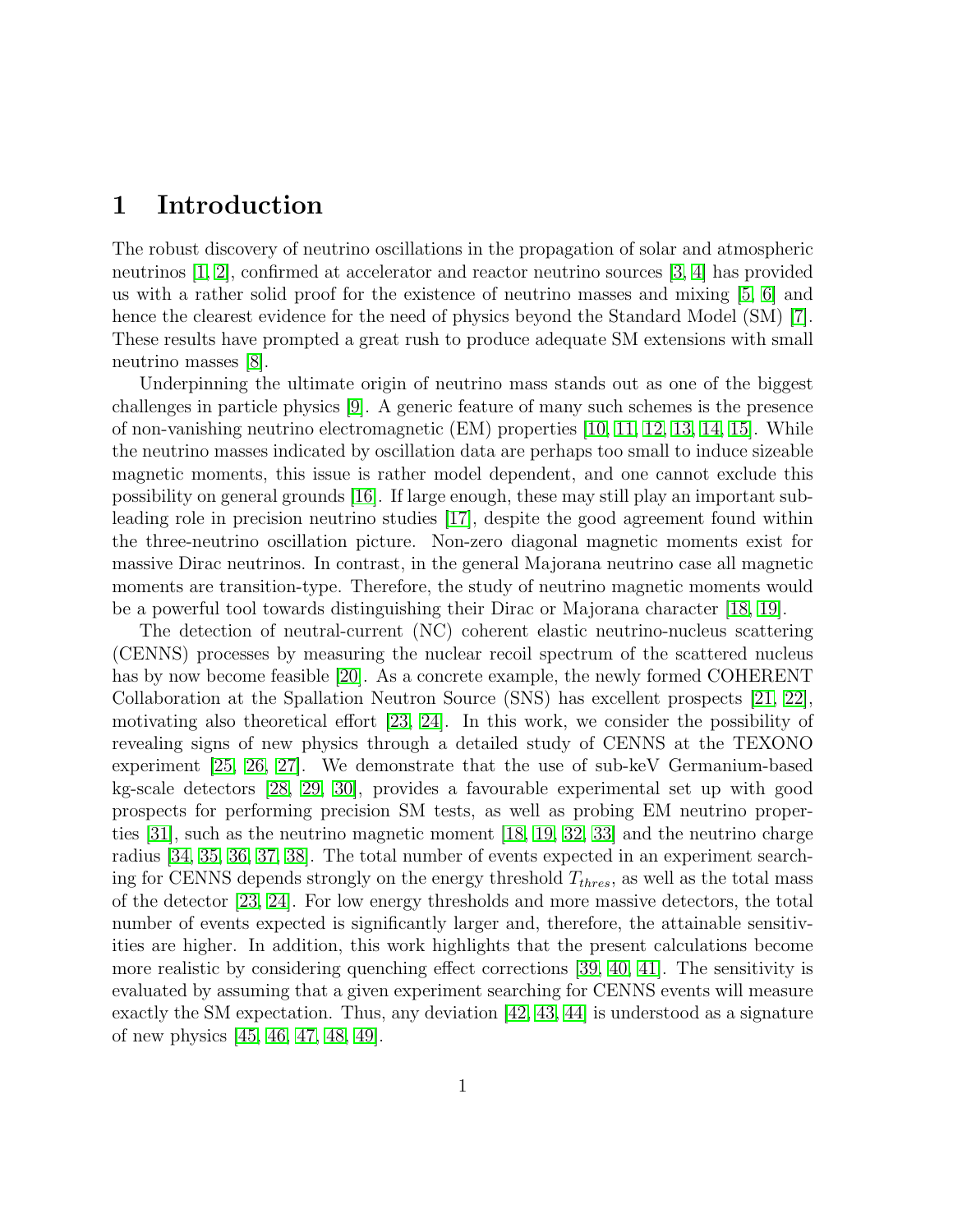# 1 Introduction

The robust discovery of neutrino oscillations in the propagation of solar and atmospheric neutrinos [1, 2], confirmed at accelerator and reactor neutrino sources [3, 4] has provided us with a rather solid proof for the existence of neutrino masses and mixing [5, 6] and hence the clearest evidence for the need of physics beyond the Standard Model (SM) [7]. These results have prompted a great rush to produce adequate SM extensions with small neutrino masses [8].

Underpinning the ultimate origin of neutrino mass stands out as one of the biggest challenges in particle physics [9]. A generic feature of many such schemes is the presence of non-vanishing neutrino electromagnetic (EM) properties [10, 11, 12, 13, 14, 15]. While the neutrino masses indicated by oscillation data are perhaps too small to induce sizeable magnetic moments, this issue is rather model dependent, and one cannot exclude this possibility on general grounds [16]. If large enough, these may still play an important subleading role in precision neutrino studies [17], despite the good agreement found within the three-neutrino oscillation picture. Non-zero diagonal magnetic moments exist for massive Dirac neutrinos. In contrast, in the general Majorana neutrino case all magnetic moments are transition-type. Therefore, the study of neutrino magnetic moments would be a powerful tool towards distinguishing their Dirac or Majorana character [18, 19].

The detection of neutral-current (NC) coherent elastic neutrino-nucleus scattering (CENNS) processes by measuring the nuclear recoil spectrum of the scattered nucleus has by now become feasible [20]. As a concrete example, the newly formed COHERENT Collaboration at the Spallation Neutron Source (SNS) has excellent prospects [21, 22], motivating also theoretical effort [23, 24]. In this work, we consider the possibility of revealing signs of new physics through a detailed study of CENNS at the TEXONO experiment [25, 26, 27]. We demonstrate that the use of sub-keV Germanium-based kg-scale detectors [28, 29, 30], provides a favourable experimental set up with good prospects for performing precision SM tests, as well as probing EM neutrino properties [31], such as the neutrino magnetic moment [18, 19, 32, 33] and the neutrino charge radius [34, 35, 36, 37, 38]. The total number of events expected in an experiment searching for CENNS depends strongly on the energy threshold $T_{thres}$, as well as the total mass of the detector [23, 24]. For low energy thresholds and more massive detectors, the total number of events expected is significantly larger and, therefore, the attainable sensitivities are higher. In addition, this work highlights that the present calculations become more realistic by considering quenching effect corrections [39, 40, 41]. The sensitivity is evaluated by assuming that a given experiment searching for CENNS events will measure exactly the SM expectation. Thus, any deviation [42, 43, 44] is understood as a signature of new physics [45, 46, 47, 48, 49].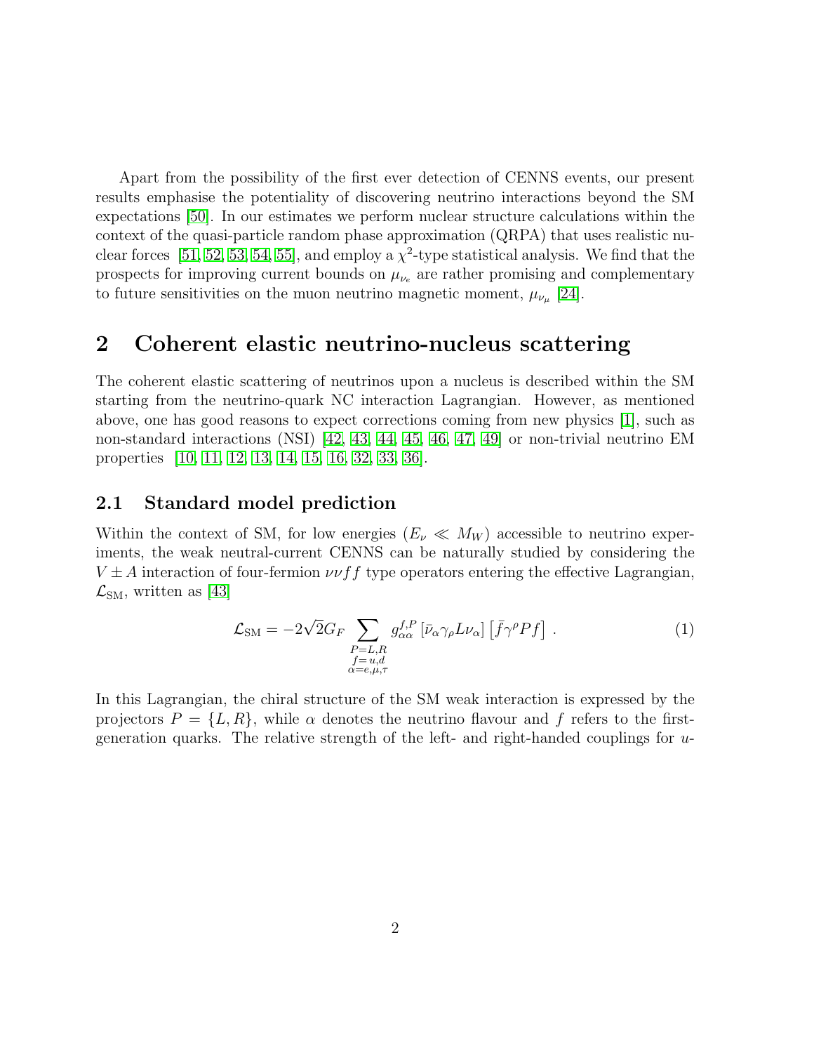Apart from the possibility of the first ever detection of CENNS events, our present results emphasise the potentiality of discovering neutrino interactions beyond the SM expectations [50]. In our estimates we perform nuclear structure calculations within the context of the quasi-particle random phase approximation (QRPA) that uses realistic nuclear forces [51, 52, 53, 54, 55], and employ a $\chi^2$-type statistical analysis. We find that the prospects for improving current bounds on $\mu_{\nu_e}$ are rather promising and complementary to future sensitivities on the muon neutrino magnetic moment, $\mu_{\nu_\mu}$ [24].

## 2 Coherent elastic neutrino-nucleus scattering

The coherent elastic scattering of neutrinos upon a nucleus is described within the SM starting from the neutrino-quark NC interaction Lagrangian. However, as mentioned above, one has good reasons to expect corrections coming from new physics [1], such as non-standard interactions (NSI) [42, 43, 44, 45, 46, 47, 49] or non-trivial neutrino EM properties [10, 11, 12, 13, 14, 15, 16, 32, 33, 36].

### 2.1 Standard model prediction

Within the context of SM, for low energies ($E_\nu \ll M_W$) accessible to neutrino experiments, the weak neutral-current CENNS can be naturally studied by considering the $V \pm A$ interaction of four-fermion $\nu\nu ff$ type operators entering the effective Lagrangian, $\mathcal{L}_{\mathrm{SM}}$, written as [43]

$$\mathcal{L}_{\mathrm{SM}} = -2\sqrt{2} G_F \sum_{\substack{P=L,R \\ f=u,d \\ \alpha=e,\mu,\tau}} g_{\alpha\alpha}^{f,P} \left[\bar{\nu}_\alpha \gamma_\rho L \nu_\alpha\right] \left[\bar{f} \gamma^\rho P f\right] . \tag{1}$$

In this Lagrangian, the chiral structure of the SM weak interaction is expressed by the projectors $P = \{L, R\}$, while $\alpha$ denotes the neutrino flavour and $f$ refers to the first-generation quarks. The relative strength of the left- and right-handed couplings for $u$-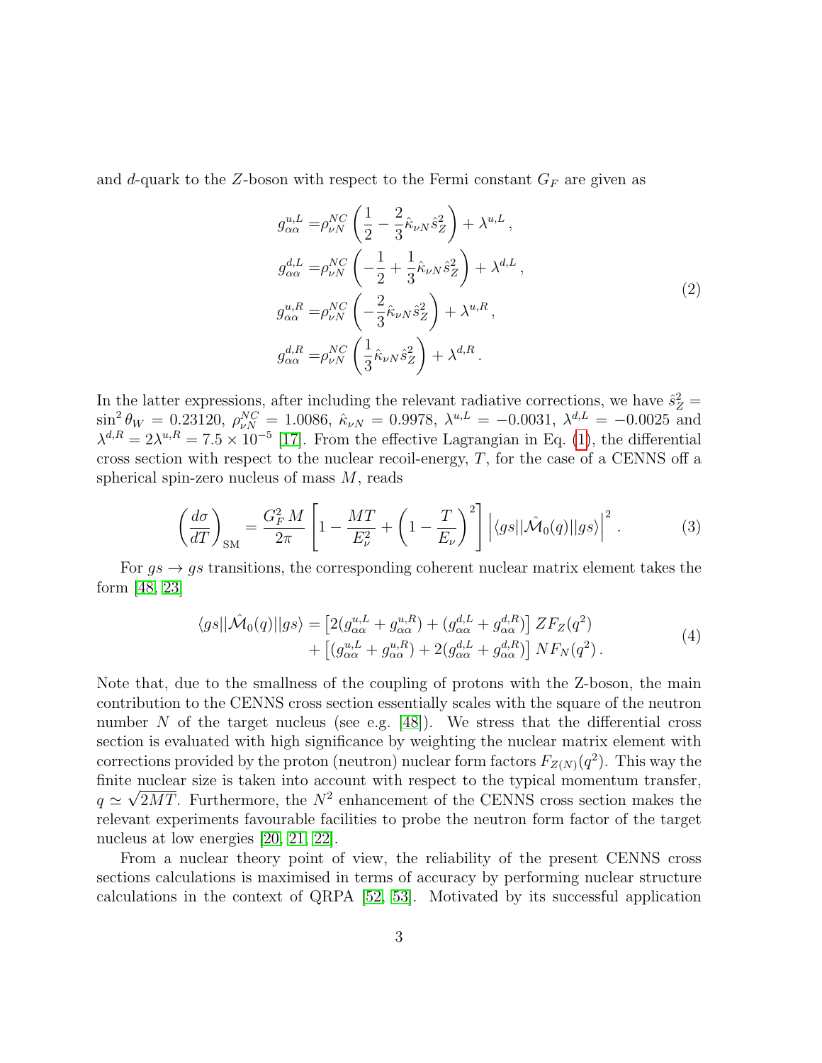and $d$-quark to the $Z$-boson with respect to the Fermi constant $G_F$ are given as

$$
\begin{aligned}
g_{\alpha\alpha}^{u,L} =& \rho_{\nu N}^{NC}\left(\frac{1}{2} - \frac{2}{3}\hat{\kappa}_{\nu N}\hat{s}_Z^2\right) + \lambda^{u,L}\,, \\
g_{\alpha\alpha}^{d,L} =& \rho_{\nu N}^{NC}\left(-\frac{1}{2} + \frac{1}{3}\hat{\kappa}_{\nu N}\hat{s}_Z^2\right) + \lambda^{d,L}\,, \\
g_{\alpha\alpha}^{u,R} =& \rho_{\nu N}^{NC}\left(-\frac{2}{3}\hat{\kappa}_{\nu N}\hat{s}_Z^2\right) + \lambda^{u,R}\,, \\
g_{\alpha\alpha}^{d,R} =& \rho_{\nu N}^{NC}\left(\frac{1}{3}\hat{\kappa}_{\nu N}\hat{s}_Z^2\right) + \lambda^{d,R}\,.
\end{aligned}
\tag{2}
$$

In the latter expressions, after including the relevant radiative corrections, we have $\hat{s}_Z^2 = \sin^2\theta_W = 0.23120$, $\rho_{\nu N}^{NC} = 1.0086$, $\hat{\kappa}_{\nu N} = 0.9978$, $\lambda^{u,L} = -0.0031$, $\lambda^{d,L} = -0.0025$ and $\lambda^{d,R} = 2\lambda^{u,R} = 7.5 \times 10^{-5}$ [17]. From the effective Lagrangian in Eq. (1), the differential cross section with respect to the nuclear recoil-energy, $T$, for the case of a CENNS off a spherical spin-zero nucleus of mass $M$, reads

$$
\left(\frac{d\sigma}{dT}\right)_{\rm SM} = \frac{G_F^2\, M}{2\pi}\left[1 - \frac{MT}{E_\nu^2} + \left(1 - \frac{T}{E_\nu}\right)^2\right]\left|\langle gs||\hat{\mathcal{M}}_0(q)||gs\rangle\right|^2 . \tag{3}
$$

For $gs \to gs$ transitions, the corresponding coherent nuclear matrix element takes the form [48, 23]

$$
\begin{aligned}
\langle gs||\hat{\mathcal{M}}_0(q)||gs\rangle =& \left[2(g_{\alpha\alpha}^{u,L} + g_{\alpha\alpha}^{u,R}) + (g_{\alpha\alpha}^{d,L} + g_{\alpha\alpha}^{d,R})\right] ZF_Z(q^2) \\
&+ \left[(g_{\alpha\alpha}^{u,L} + g_{\alpha\alpha}^{u,R}) + 2(g_{\alpha\alpha}^{d,L} + g_{\alpha\alpha}^{d,R})\right] NF_N(q^2)\,.
\end{aligned}
\tag{4}
$$

Note that, due to the smallness of the coupling of protons with the Z-boson, the main contribution to the CENNS cross section essentially scales with the square of the neutron number $N$ of the target nucleus (see e.g. [48]). We stress that the differential cross section is evaluated with high significance by weighting the nuclear matrix element with corrections provided by the proton (neutron) nuclear form factors $F_{Z(N)}(q^2)$. This way the finite nuclear size is taken into account with respect to the typical momentum transfer, $q \simeq \sqrt{2MT}$. Furthermore, the $N^2$ enhancement of the CENNS cross section makes the relevant experiments favourable facilities to probe the neutron form factor of the target nucleus at low energies [20, 21, 22].

From a nuclear theory point of view, the reliability of the present CENNS cross sections calculations is maximised in terms of accuracy by performing nuclear structure calculations in the context of QRPA [52, 53]. Motivated by its successful application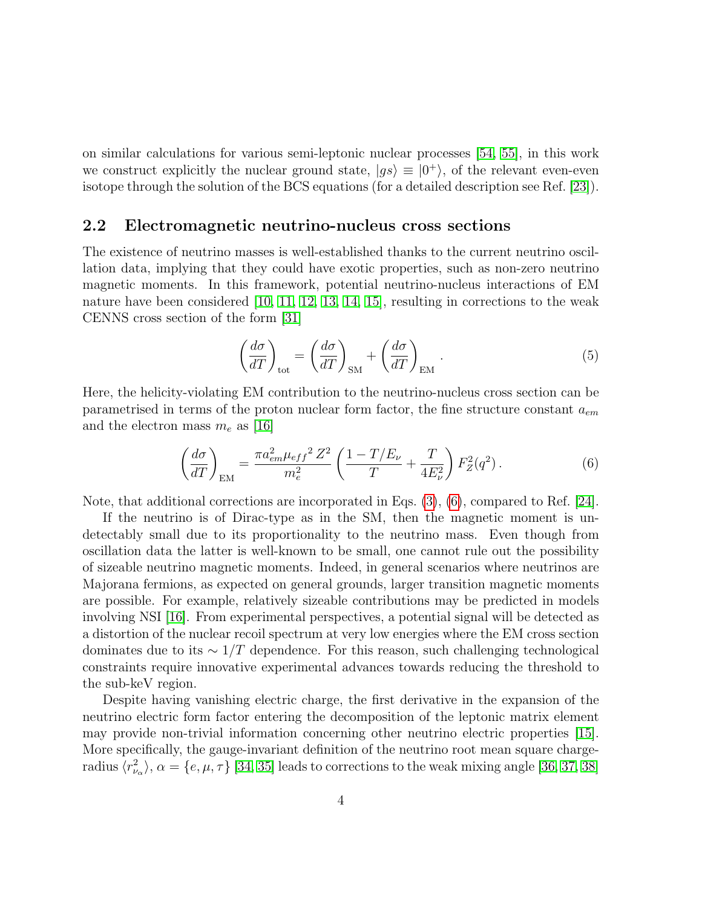on similar calculations for various semi-leptonic nuclear processes [54, 55], in this work we construct explicitly the nuclear ground state, $|gs\rangle \equiv |0^+\rangle$, of the relevant even-even isotope through the solution of the BCS equations (for a detailed description see Ref. [23]).

## 2.2 Electromagnetic neutrino-nucleus cross sections

The existence of neutrino masses is well-established thanks to the current neutrino oscillation data, implying that they could have exotic properties, such as non-zero neutrino magnetic moments. In this framework, potential neutrino-nucleus interactions of EM nature have been considered [10, 11, 12, 13, 14, 15], resulting in corrections to the weak CENNS cross section of the form [31]

$$\left(\frac{d\sigma}{dT}\right)_{\text{tot}} = \left(\frac{d\sigma}{dT}\right)_{\text{SM}} + \left(\frac{d\sigma}{dT}\right)_{\text{EM}} . \tag{5}$$

Here, the helicity-violating EM contribution to the neutrino-nucleus cross section can be parametrised in terms of the proton nuclear form factor, the fine structure constant $a_{em}$ and the electron mass $m_e$ as [16]

$$\left(\frac{d\sigma}{dT}\right)_{\text{EM}} = \frac{\pi a_{em}^2 {\mu_{eff}}^2 \, Z^2}{m_e^2} \left(\frac{1 - T/E_\nu}{T} + \frac{T}{4E_\nu^2}\right) F_Z^2(q^2) \, . \tag{6}$$

Note, that additional corrections are incorporated in Eqs. (3), (6), compared to Ref. [24].

If the neutrino is of Dirac-type as in the SM, then the magnetic moment is undetectably small due to its proportionality to the neutrino mass. Even though from oscillation data the latter is well-known to be small, one cannot rule out the possibility of sizeable neutrino magnetic moments. Indeed, in general scenarios where neutrinos are Majorana fermions, as expected on general grounds, larger transition magnetic moments are possible. For example, relatively sizeable contributions may be predicted in models involving NSI [16]. From experimental perspectives, a potential signal will be detected as a distortion of the nuclear recoil spectrum at very low energies where the EM cross section dominates due to its $\sim 1/T$ dependence. For this reason, such challenging technological constraints require innovative experimental advances towards reducing the threshold to the sub-keV region.

Despite having vanishing electric charge, the first derivative in the expansion of the neutrino electric form factor entering the decomposition of the leptonic matrix element may provide non-trivial information concerning other neutrino electric properties [15]. More specifically, the gauge-invariant definition of the neutrino root mean square charge-radius $\langle r^2_{\nu_\alpha} \rangle$, $\alpha = \{e, \mu, \tau\}$ [34, 35] leads to corrections to the weak mixing angle [36, 37, 38]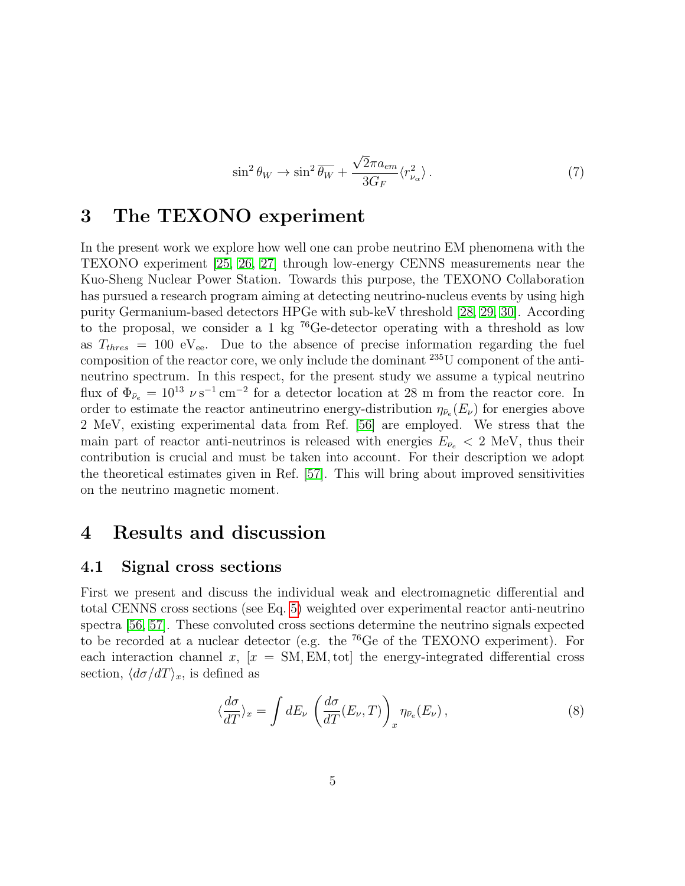$$\sin^2\theta_W \rightarrow \sin^2\overline{\theta_W} + \frac{\sqrt{2}\pi a_{em}}{3G_F}\langle r^2_{\nu_\alpha}\rangle \,. \tag{7}$$

# 3 The TEXONO experiment

In the present work we explore how well one can probe neutrino EM phenomena with the TEXONO experiment [25, 26, 27] through low-energy CENNS measurements near the Kuo-Sheng Nuclear Power Station. Towards this purpose, the TEXONO Collaboration has pursued a research program aiming at detecting neutrino-nucleus events by using high purity Germanium-based detectors HPGe with sub-keV threshold [28, 29, 30]. According to the proposal, we consider a 1 kg $^{76}$Ge-detector operating with a threshold as low as $T_{thres} = 100$ eV$_{\text{ee}}$. Due to the absence of precise information regarding the fuel composition of the reactor core, we only include the dominant $^{235}$U component of the anti-neutrino spectrum. In this respect, for the present study we assume a typical neutrino flux of $\Phi_{\bar{\nu}_e} = 10^{13}\ \nu\,\text{s}^{-1}\,\text{cm}^{-2}$ for a detector location at 28 m from the reactor core. In order to estimate the reactor antineutrino energy-distribution $\eta_{\bar{\nu}_e}(E_\nu)$ for energies above 2 MeV, existing experimental data from Ref. [56] are employed. We stress that the main part of reactor anti-neutrinos is released with energies $E_{\bar{\nu}_e} < 2$ MeV, thus their contribution is crucial and must be taken into account. For their description we adopt the theoretical estimates given in Ref. [57]. This will bring about improved sensitivities on the neutrino magnetic moment.

# 4 Results and discussion

## 4.1 Signal cross sections

First we present and discuss the individual weak and electromagnetic differential and total CENNS cross sections (see Eq. 5) weighted over experimental reactor anti-neutrino spectra [56, 57]. These convoluted cross sections determine the neutrino signals expected to be recorded at a nuclear detector (e.g. the $^{76}$Ge of the TEXONO experiment). For each interaction channel $x$, [$x = \text{SM}, \text{EM}, \text{tot}$] the energy-integrated differential cross section, $\langle d\sigma/dT\rangle_x$, is defined as

$$\langle \frac{d\sigma}{dT}\rangle_x = \int dE_\nu \, \left(\frac{d\sigma}{dT}(E_\nu, T)\right)_x \eta_{\bar{\nu}_e}(E_\nu)\,, \tag{8}$$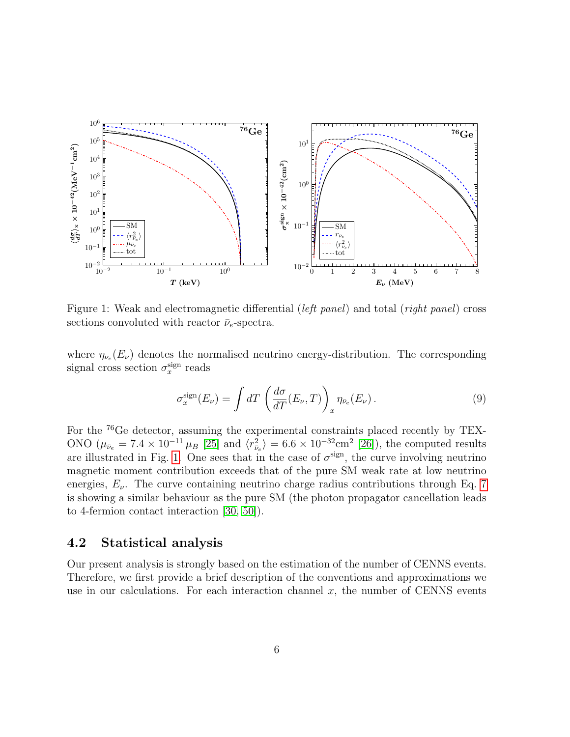Figure 1: Weak and electromagnetic differential (*left panel*) and total (*right panel*) cross sections convoluted with reactor $\bar{\nu}_e$-spectra.

where $\eta_{\bar{\nu}_e}(E_\nu)$ denotes the normalised neutrino energy-distribution. The corresponding signal cross section $\sigma_x^{\text{sign}}$ reads

$$\sigma_x^{\text{sign}}(E_\nu) = \int dT \left( \frac{d\sigma}{dT}(E_\nu, T) \right)_x \eta_{\bar{\nu}_e}(E_\nu)\,. \tag{9}$$

For the $^{76}$Ge detector, assuming the experimental constraints placed recently by TEXONO ($\mu_{\bar{\nu}_e} = 7.4 \times 10^{-11}\, \mu_B$ [25] and $\langle r^2_{\bar{\nu}_e} \rangle = 6.6 \times 10^{-32}\text{cm}^2$ [26]), the computed results are illustrated in Fig. 1. One sees that in the case of $\sigma^{\text{sign}}$, the curve involving neutrino magnetic moment contribution exceeds that of the pure SM weak rate at low neutrino energies, $E_\nu$. The curve containing neutrino charge radius contributions through Eq. 7 is showing a similar behaviour as the pure SM (the photon propagator cancellation leads to 4-fermion contact interaction [30, 50]).

### 4.2 Statistical analysis

Our present analysis is strongly based on the estimation of the number of CENNS events. Therefore, we first provide a brief description of the conventions and approximations we use in our calculations. For each interaction channel $x$, the number of CENNS events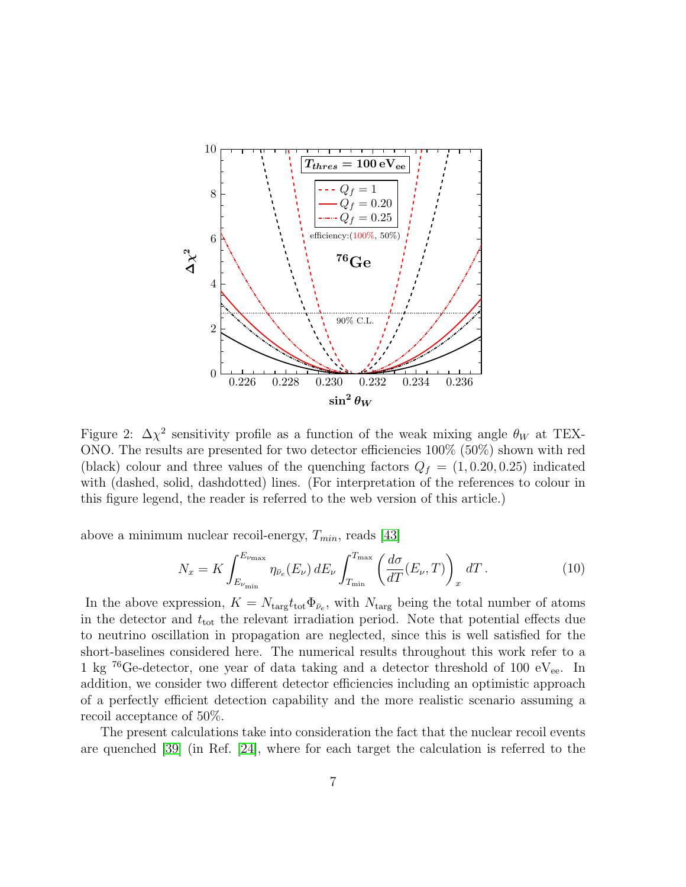Figure 2: $\Delta\chi^2$ sensitivity profile as a function of the weak mixing angle $\theta_W$ at TEXONO. The results are presented for two detector efficiencies 100% (50%) shown with red (black) colour and three values of the quenching factors $Q_f = (1, 0.20, 0.25)$ indicated with (dashed, solid, dashdotted) lines. (For interpretation of the references to colour in this figure legend, the reader is referred to the web version of this article.)

above a minimum nuclear recoil-energy, $T_{min}$, reads [43]

$$N_x = K \int_{E_{\nu_{\min}}}^{E_{\nu_{\max}}} \eta_{\bar{\nu}_e}(E_\nu)\, dE_\nu \int_{T_{\min}}^{T_{\max}} \left( \frac{d\sigma}{dT}(E_\nu, T) \right)_x dT\,. \tag{10}$$

In the above expression, $K = N_{\rm targ} t_{\rm tot} \Phi_{\bar{\nu}_e}$, with $N_{\rm targ}$ being the total number of atoms in the detector and $t_{\rm tot}$ the relevant irradiation period. Note that potential effects due to neutrino oscillation in propagation are neglected, since this is well satisfied for the short-baselines considered here. The numerical results throughout this work refer to a 1 kg $^{76}$Ge-detector, one year of data taking and a detector threshold of 100 eV$_{\rm ee}$. In addition, we consider two different detector efficiencies including an optimistic approach of a perfectly efficient detection capability and the more realistic scenario assuming a recoil acceptance of 50%.

The present calculations take into consideration the fact that the nuclear recoil events are quenched [39] (in Ref. [24], where for each target the calculation is referred to the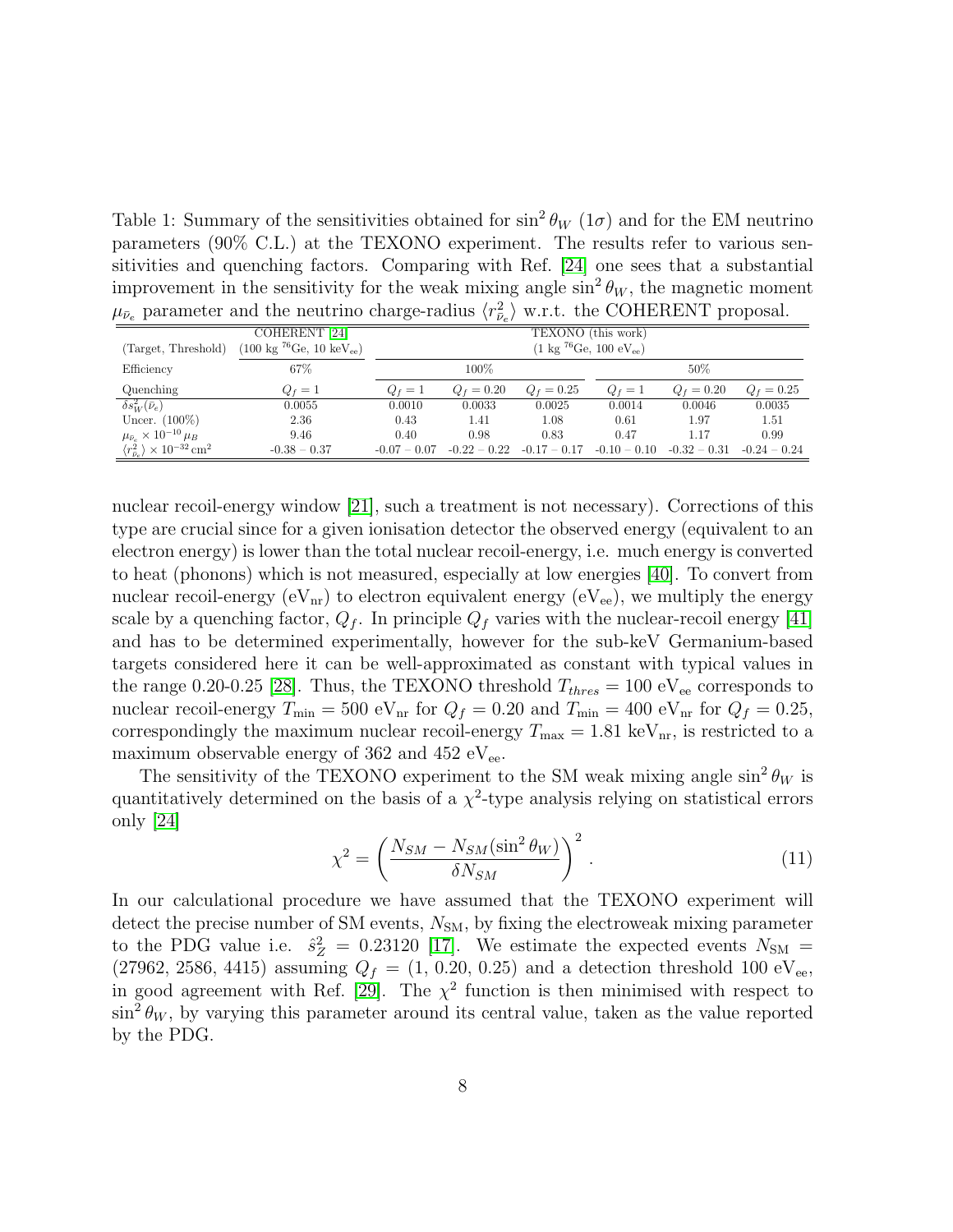Table 1: Summary of the sensitivities obtained for $\sin^2\theta_W$ ($1\sigma$) and for the EM neutrino parameters (90% C.L.) at the TEXONO experiment. The results refer to various sensitivities and quenching factors. Comparing with Ref. [24] one sees that a substantial improvement in the sensitivity for the weak mixing angle $\sin^2\theta_W$, the magnetic moment $\mu_{\bar{\nu}_e}$ parameter and the neutrino charge-radius $\langle r^2_{\bar{\nu}_e}\rangle$ w.r.t. the COHERENT proposal.

| | COHERENT [24] | TEXONO (this work) | | | | | |
|---|---|---|---|---|---|---|---|
| (Target, Threshold) | (100 kg $^{76}$Ge, 10 keV$_{\rm ee}$) | (1 kg $^{76}$Ge, 100 eV$_{\rm ee}$) | | | | | |
| Efficiency | 67% | 100% | | | 50% | | |
| Quenching | $Q_f = 1$ | $Q_f = 1$ | $Q_f = 0.20$ | $Q_f = 0.25$ | $Q_f = 1$ | $Q_f = 0.20$ | $Q_f = 0.25$ |
| $\delta s^2_W(\bar{\nu}_e)$ | 0.0055 | 0.0010 | 0.0033 | 0.0025 | 0.0014 | 0.0046 | 0.0035 |
| Uncer. (100%) | 2.36 | 0.43 | 1.41 | 1.08 | 0.61 | 1.97 | 1.51 |
| $\mu_{\bar{\nu}_e} \times 10^{-10}\,\mu_B$ | 9.46 | 0.40 | 0.98 | 0.83 | 0.47 | 1.17 | 0.99 |
| $\langle r^2_{\bar{\nu}_e}\rangle \times 10^{-32}\,\mathrm{cm}^2$ | -0.38 – 0.37 | -0.07 – 0.07 | -0.22 – 0.22 | -0.17 – 0.17 | -0.10 – 0.10 | -0.32 – 0.31 | -0.24 – 0.24 |

nuclear recoil-energy window [21], such a treatment is not necessary). Corrections of this type are crucial since for a given ionisation detector the observed energy (equivalent to an electron energy) is lower than the total nuclear recoil-energy, i.e. much energy is converted to heat (phonons) which is not measured, especially at low energies [40]. To convert from nuclear recoil-energy (eV$_{\rm nr}$) to electron equivalent energy (eV$_{\rm ee}$), we multiply the energy scale by a quenching factor, $Q_f$. In principle $Q_f$ varies with the nuclear-recoil energy [41] and has to be determined experimentally, however for the sub-keV Germanium-based targets considered here it can be well-approximated as constant with typical values in the range 0.20-0.25 [28]. Thus, the TEXONO threshold $T_{thres} = 100$ eV$_{\rm ee}$ corresponds to nuclear recoil-energy $T_{\rm min} = 500$ eV$_{\rm nr}$ for $Q_f = 0.20$ and $T_{\rm min} = 400$ eV$_{\rm nr}$ for $Q_f = 0.25$, correspondingly the maximum nuclear recoil-energy $T_{\rm max} = 1.81$ keV$_{\rm nr}$, is restricted to a maximum observable energy of 362 and 452 eV$_{\rm ee}$.

The sensitivity of the TEXONO experiment to the SM weak mixing angle $\sin^2\theta_W$ is quantitatively determined on the basis of a $\chi^2$-type analysis relying on statistical errors only [24]

$$\chi^2 = \left(\frac{N_{SM} - N_{SM}(\sin^2\theta_W)}{\delta N_{SM}}\right)^2 . \tag{11}$$

In our calculational procedure we have assumed that the TEXONO experiment will detect the precise number of SM events, $N_{\rm SM}$, by fixing the electroweak mixing parameter to the PDG value i.e. $\hat{s}^2_Z = 0.23120$ [17]. We estimate the expected events $N_{\rm SM} =$ (27962, 2586, 4415) assuming $Q_f =$ (1, 0.20, 0.25) and a detection threshold 100 eV$_{\rm ee}$, in good agreement with Ref. [29]. The $\chi^2$ function is then minimised with respect to $\sin^2\theta_W$, by varying this parameter around its central value, taken as the value reported by the PDG.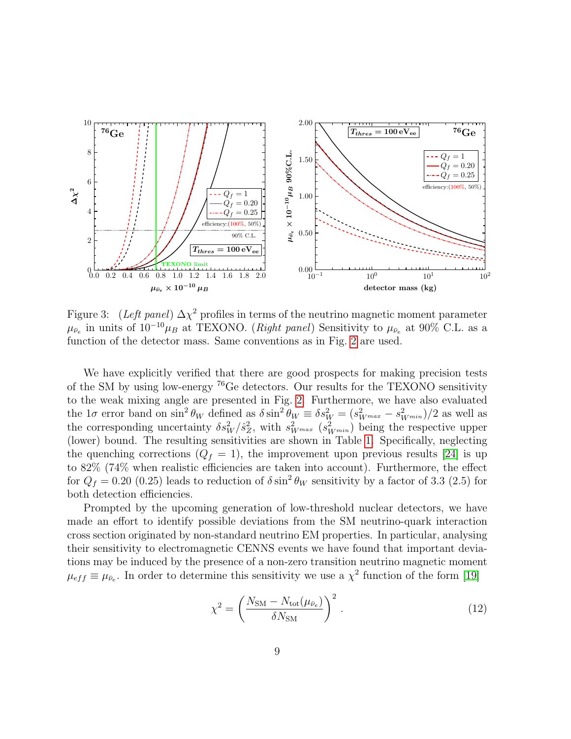Figure 3: (*Left panel*) $\Delta\chi^2$ profiles in terms of the neutrino magnetic moment parameter $\mu_{\bar{\nu}_e}$ in units of $10^{-10}\mu_B$ at TEXONO. (*Right panel*) Sensitivity to $\mu_{\bar{\nu}_e}$ at 90% C.L. as a function of the detector mass. Same conventions as in Fig. 2 are used.

We have explicitly verified that there are good prospects for making precision tests of the SM by using low-energy $^{76}$Ge detectors. Our results for the TEXONO sensitivity to the weak mixing angle are presented in Fig. 2. Furthermore, we have also evaluated the $1\sigma$ error band on $\sin^2\theta_W$ defined as $\delta\sin^2\theta_W \equiv \delta s_W^2 = (s^2_{W^{max}} - s^2_{W^{min}})/2$ as well as the corresponding uncertainty $\delta s_W^2/\hat{s}_Z^2$, with $s^2_{W^{max}}$ ($s^2_{W^{min}}$) being the respective upper (lower) bound. The resulting sensitivities are shown in Table 1. Specifically, neglecting the quenching corrections ($Q_f = 1$), the improvement upon previous results [24] is up to 82% (74% when realistic efficiencies are taken into account). Furthermore, the effect for $Q_f = 0.20$ (0.25) leads to reduction of $\delta\sin^2\theta_W$ sensitivity by a factor of 3.3 (2.5) for both detection efficiencies.

Prompted by the upcoming generation of low-threshold nuclear detectors, we have made an effort to identify possible deviations from the SM neutrino-quark interaction cross section originated by non-standard neutrino EM properties. In particular, analysing their sensitivity to electromagnetic CENNS events we have found that important deviations may be induced by the presence of a non-zero transition neutrino magnetic moment $\mu_{eff} \equiv \mu_{\bar{\nu}_e}$. In order to determine this sensitivity we use a $\chi^2$ function of the form [19]

$$\chi^2 = \left(\frac{N_{\rm SM} - N_{\rm tot}(\mu_{\bar{\nu}_e})}{\delta N_{\rm SM}}\right)^2 . \tag{12}$$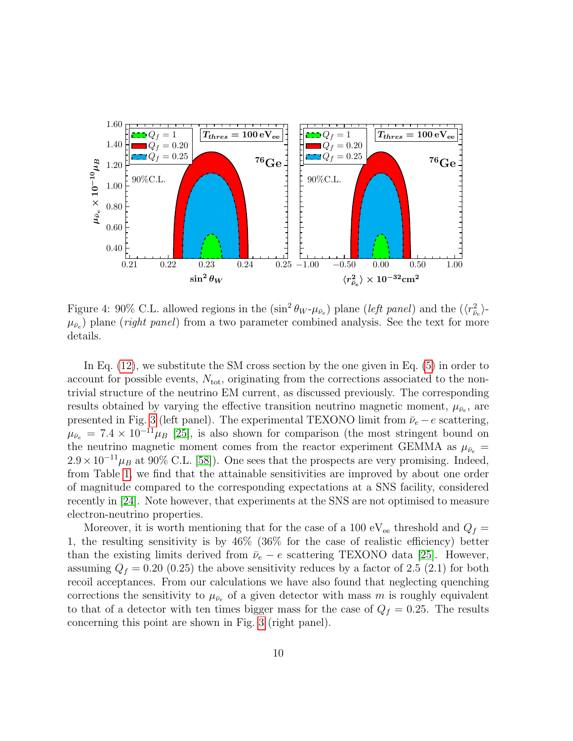Figure 4: 90% C.L. allowed regions in the ($\sin^2\theta_W$-$\mu_{\bar{\nu}_e}$) plane (*left panel*) and the ($\langle r^2_{\bar{\nu}_e}\rangle$-$\mu_{\bar{\nu}_e}$) plane (*right panel*) from a two parameter combined analysis. See the text for more details.

In Eq. (12), we substitute the SM cross section by the one given in Eq. (5) in order to account for possible events, $N_{\text{tot}}$, originating from the corrections associated to the non-trivial structure of the neutrino EM current, as discussed previously. The corresponding results obtained by varying the effective transition neutrino magnetic moment, $\mu_{\bar{\nu}_e}$, are presented in Fig. 3 (left panel). The experimental TEXONO limit from $\bar{\nu}_e - e$ scattering, $\mu_{\bar{\nu}_e} = 7.4 \times 10^{-11}\mu_B$ [25], is also shown for comparison (the most stringent bound on the neutrino magnetic moment comes from the reactor experiment GEMMA as $\mu_{\bar{\nu}_e} = 2.9 \times 10^{-11}\mu_B$ at 90% C.L. [58]). One sees that the prospects are very promising. Indeed, from Table 1, we find that the attainable sensitivities are improved by about one order of magnitude compared to the corresponding expectations at a SNS facility, considered recently in [24]. Note however, that experiments at the SNS are not optimised to measure electron-neutrino properties.

Moreover, it is worth mentioning that for the case of a 100 $\text{eV}_{\text{ee}}$ threshold and $Q_f = 1$, the resulting sensitivity is by 46% (36% for the case of realistic efficiency) better than the existing limits derived from $\bar{\nu}_e - e$ scattering TEXONO data [25]. However, assuming $Q_f = 0.20$ (0.25) the above sensitivity reduces by a factor of 2.5 (2.1) for both recoil acceptances. From our calculations we have also found that neglecting quenching corrections the sensitivity to $\mu_{\bar{\nu}_e}$ of a given detector with mass $m$ is roughly equivalent to that of a detector with ten times bigger mass for the case of $Q_f = 0.25$. The results concerning this point are shown in Fig. 3 (right panel).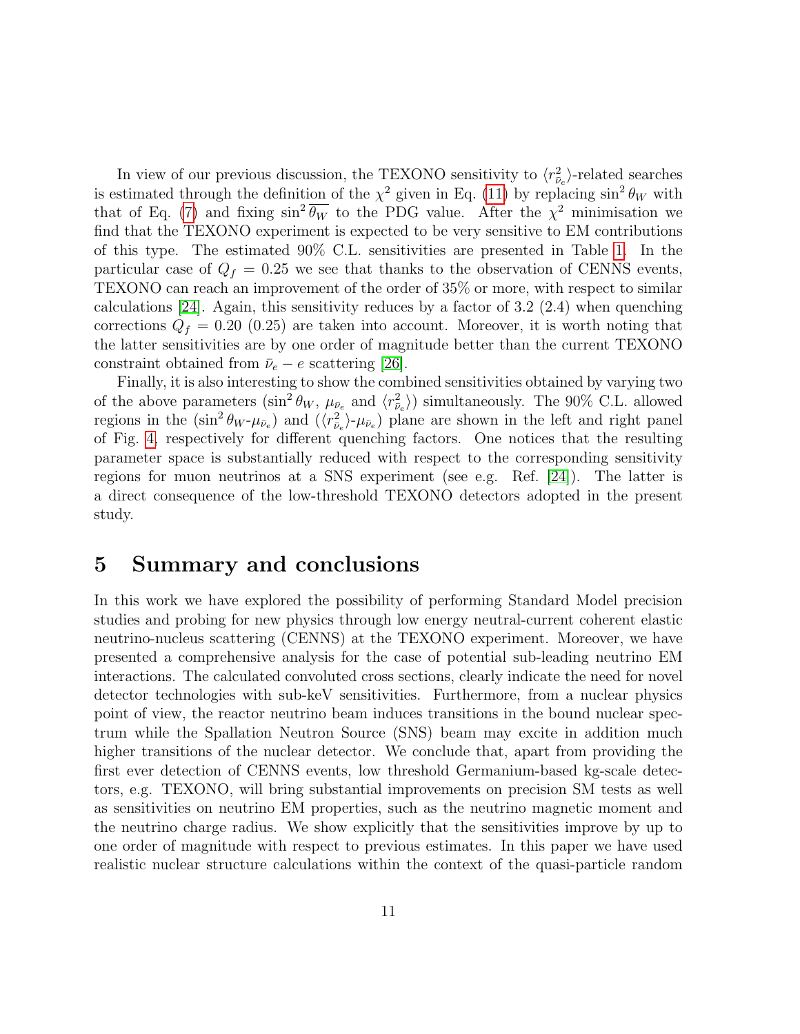In view of our previous discussion, the TEXONO sensitivity to $\langle r^2_{\bar{\nu}_e} \rangle$-related searches is estimated through the definition of the $\chi^2$ given in Eq. (11) by replacing $\sin^2\theta_W$ with that of Eq. (7) and fixing $\sin^2\overline{\theta_W}$ to the PDG value. After the $\chi^2$ minimisation we find that the TEXONO experiment is expected to be very sensitive to EM contributions of this type. The estimated 90% C.L. sensitivities are presented in Table 1. In the particular case of $Q_f = 0.25$ we see that thanks to the observation of CENNS events, TEXONO can reach an improvement of the order of 35% or more, with respect to similar calculations [24]. Again, this sensitivity reduces by a factor of 3.2 (2.4) when quenching corrections $Q_f = 0.20$ (0.25) are taken into account. Moreover, it is worth noting that the latter sensitivities are by one order of magnitude better than the current TEXONO constraint obtained from $\bar{\nu}_e - e$ scattering [26].

Finally, it is also interesting to show the combined sensitivities obtained by varying two of the above parameters ($\sin^2\theta_W$, $\mu_{\bar{\nu}_e}$ and $\langle r^2_{\bar{\nu}_e} \rangle$) simultaneously. The 90% C.L. allowed regions in the ($\sin^2\theta_W$-$\mu_{\bar{\nu}_e}$) and ($\langle r^2_{\bar{\nu}_e} \rangle$-$\mu_{\bar{\nu}_e}$) plane are shown in the left and right panel of Fig. 4, respectively for different quenching factors. One notices that the resulting parameter space is substantially reduced with respect to the corresponding sensitivity regions for muon neutrinos at a SNS experiment (see e.g. Ref. [24]). The latter is a direct consequence of the low-threshold TEXONO detectors adopted in the present study.

## 5 Summary and conclusions

In this work we have explored the possibility of performing Standard Model precision studies and probing for new physics through low energy neutral-current coherent elastic neutrino-nucleus scattering (CENNS) at the TEXONO experiment. Moreover, we have presented a comprehensive analysis for the case of potential sub-leading neutrino EM interactions. The calculated convoluted cross sections, clearly indicate the need for novel detector technologies with sub-keV sensitivities. Furthermore, from a nuclear physics point of view, the reactor neutrino beam induces transitions in the bound nuclear spectrum while the Spallation Neutron Source (SNS) beam may excite in addition much higher transitions of the nuclear detector. We conclude that, apart from providing the first ever detection of CENNS events, low threshold Germanium-based kg-scale detectors, e.g. TEXONO, will bring substantial improvements on precision SM tests as well as sensitivities on neutrino EM properties, such as the neutrino magnetic moment and the neutrino charge radius. We show explicitly that the sensitivities improve by up to one order of magnitude with respect to previous estimates. In this paper we have used realistic nuclear structure calculations within the context of the quasi-particle random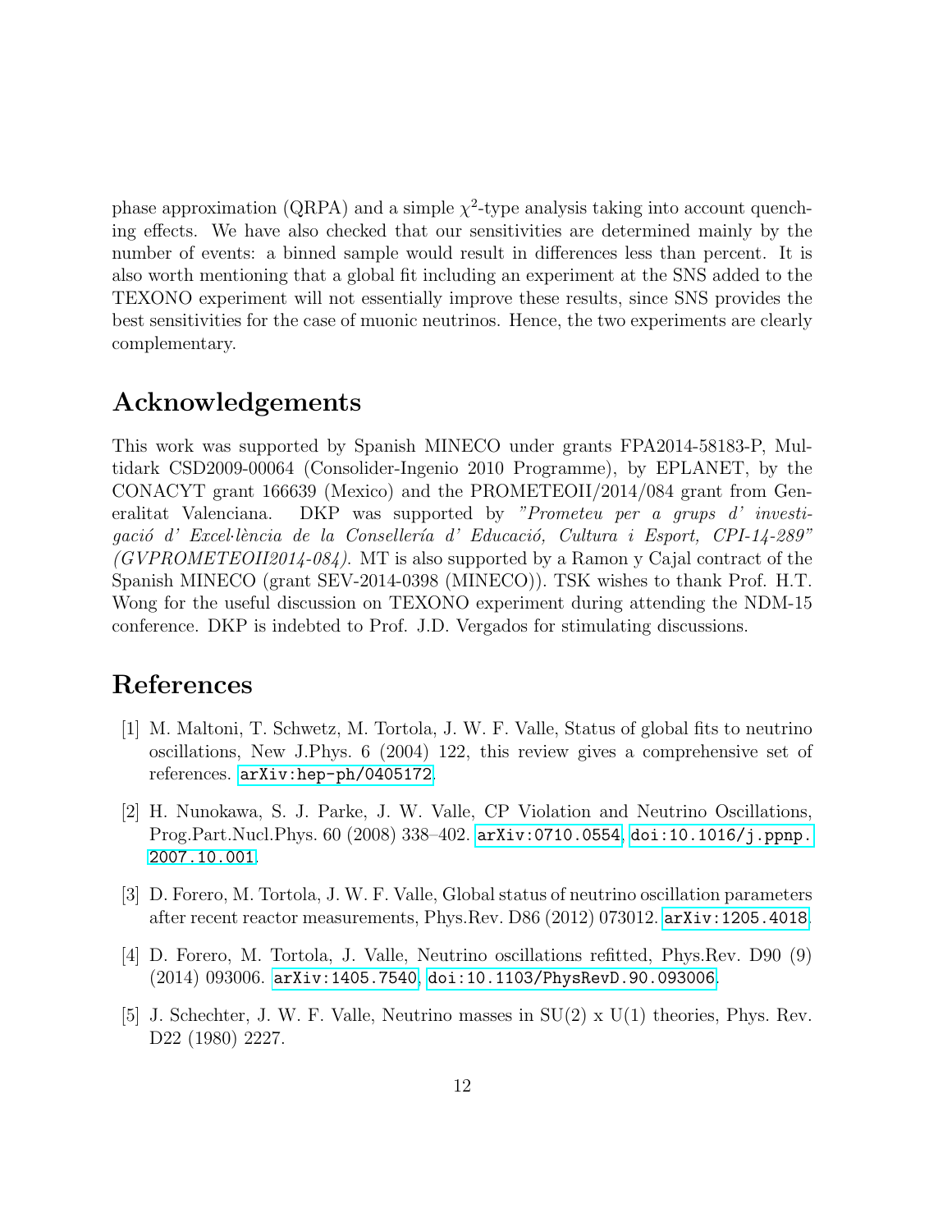phase approximation (QRPA) and a simple $\chi^2$-type analysis taking into account quenching effects. We have also checked that our sensitivities are determined mainly by the number of events: a binned sample would result in differences less than percent. It is also worth mentioning that a global fit including an experiment at the SNS added to the TEXONO experiment will not essentially improve these results, since SNS provides the best sensitivities for the case of muonic neutrinos. Hence, the two experiments are clearly complementary.

## Acknowledgements

This work was supported by Spanish MINECO under grants FPA2014-58183-P, Multidark CSD2009-00064 (Consolider-Ingenio 2010 Programme), by EPLANET, by the CONACYT grant 166639 (Mexico) and the PROMETEOII/2014/084 grant from Generalitat Valenciana. DKP was supported by *"Prometeu per a grups d' investigació d' Excel·lència de la Consellería d' Educació, Cultura i Esport, CPI-14-289" (GVPROMETEOII2014-084)*. MT is also supported by a Ramon y Cajal contract of the Spanish MINECO (grant SEV-2014-0398 (MINECO)). TSK wishes to thank Prof. H.T. Wong for the useful discussion on TEXONO experiment during attending the NDM-15 conference. DKP is indebted to Prof. J.D. Vergados for stimulating discussions.

## References

[1] M. Maltoni, T. Schwetz, M. Tortola, J. W. F. Valle, Status of global fits to neutrino oscillations, New J.Phys. 6 (2004) 122, this review gives a comprehensive set of references. `arXiv:hep-ph/0405172`.

[2] H. Nunokawa, S. J. Parke, J. W. Valle, CP Violation and Neutrino Oscillations, Prog.Part.Nucl.Phys. 60 (2008) 338–402. `arXiv:0710.0554`, `doi:10.1016/j.ppnp.2007.10.001`.

[3] D. Forero, M. Tortola, J. W. F. Valle, Global status of neutrino oscillation parameters after recent reactor measurements, Phys.Rev. D86 (2012) 073012. `arXiv:1205.4018`.

[4] D. Forero, M. Tortola, J. Valle, Neutrino oscillations refitted, Phys.Rev. D90 (9) (2014) 093006. `arXiv:1405.7540`, `doi:10.1103/PhysRevD.90.093006`.

[5] J. Schechter, J. W. F. Valle, Neutrino masses in SU(2) x U(1) theories, Phys. Rev. D22 (1980) 2227.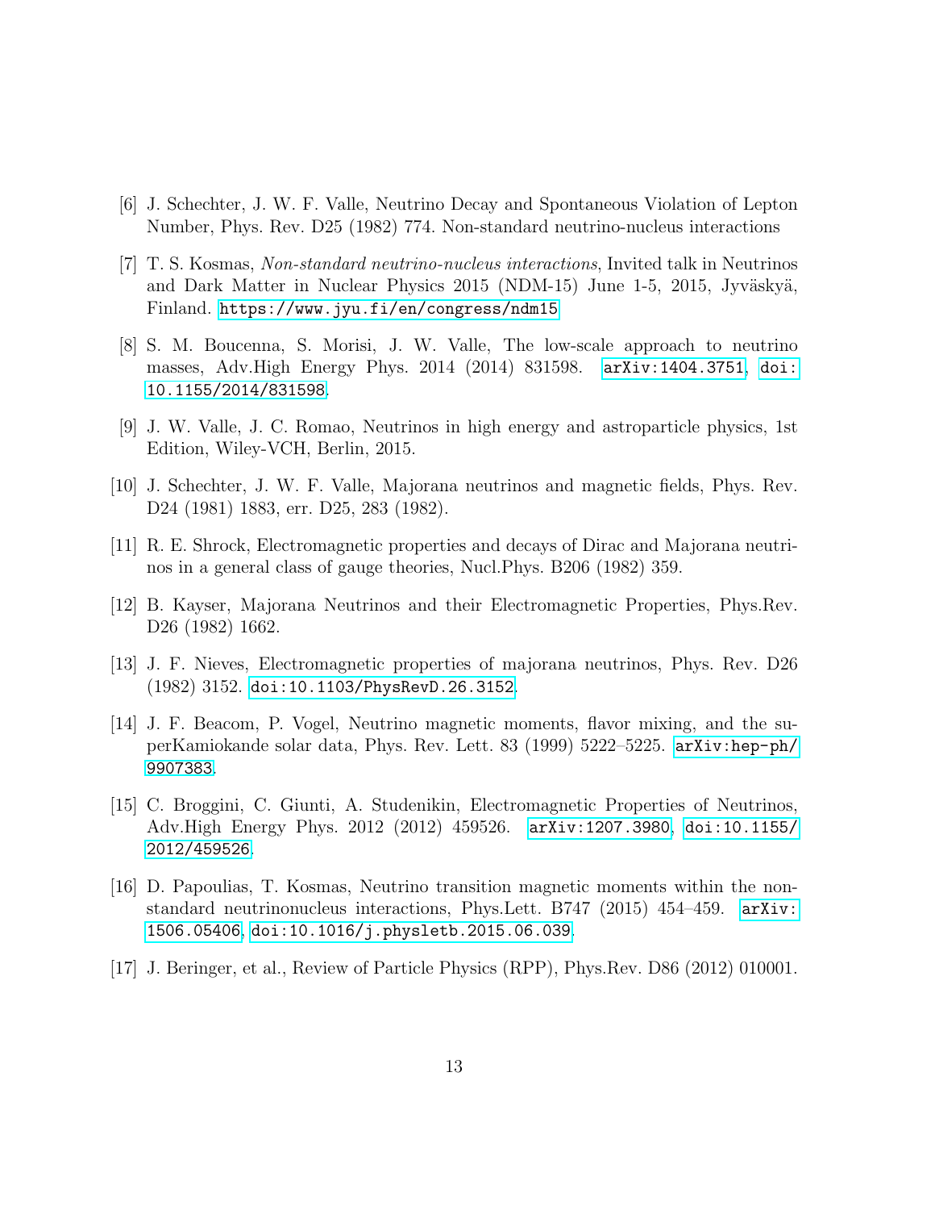[6] J. Schechter, J. W. F. Valle, Neutrino Decay and Spontaneous Violation of Lepton Number, Phys. Rev. D25 (1982) 774. Non-standard neutrino-nucleus interactions

[7] T. S. Kosmas, *Non-standard neutrino-nucleus interactions*, Invited talk in Neutrinos and Dark Matter in Nuclear Physics 2015 (NDM-15) June 1-5, 2015, Jyväskyä, Finland. https://www.jyu.fi/en/congress/ndm15

[8] S. M. Boucenna, S. Morisi, J. W. Valle, The low-scale approach to neutrino masses, Adv.High Energy Phys. 2014 (2014) 831598. arXiv:1404.3751, doi:10.1155/2014/831598.

[9] J. W. Valle, J. C. Romao, Neutrinos in high energy and astroparticle physics, 1st Edition, Wiley-VCH, Berlin, 2015.

[10] J. Schechter, J. W. F. Valle, Majorana neutrinos and magnetic fields, Phys. Rev. D24 (1981) 1883, err. D25, 283 (1982).

[11] R. E. Shrock, Electromagnetic properties and decays of Dirac and Majorana neutrinos in a general class of gauge theories, Nucl.Phys. B206 (1982) 359.

[12] B. Kayser, Majorana Neutrinos and their Electromagnetic Properties, Phys.Rev. D26 (1982) 1662.

[13] J. F. Nieves, Electromagnetic properties of majorana neutrinos, Phys. Rev. D26 (1982) 3152. doi:10.1103/PhysRevD.26.3152.

[14] J. F. Beacom, P. Vogel, Neutrino magnetic moments, flavor mixing, and the superKamiokande solar data, Phys. Rev. Lett. 83 (1999) 5222–5225. arXiv:hep-ph/9907383.

[15] C. Broggini, C. Giunti, A. Studenikin, Electromagnetic Properties of Neutrinos, Adv.High Energy Phys. 2012 (2012) 459526. arXiv:1207.3980, doi:10.1155/2012/459526.

[16] D. Papoulias, T. Kosmas, Neutrino transition magnetic moments within the non-standard neutrinonucleus interactions, Phys.Lett. B747 (2015) 454–459. arXiv:1506.05406, doi:10.1016/j.physletb.2015.06.039.

[17] J. Beringer, et al., Review of Particle Physics (RPP), Phys.Rev. D86 (2012) 010001.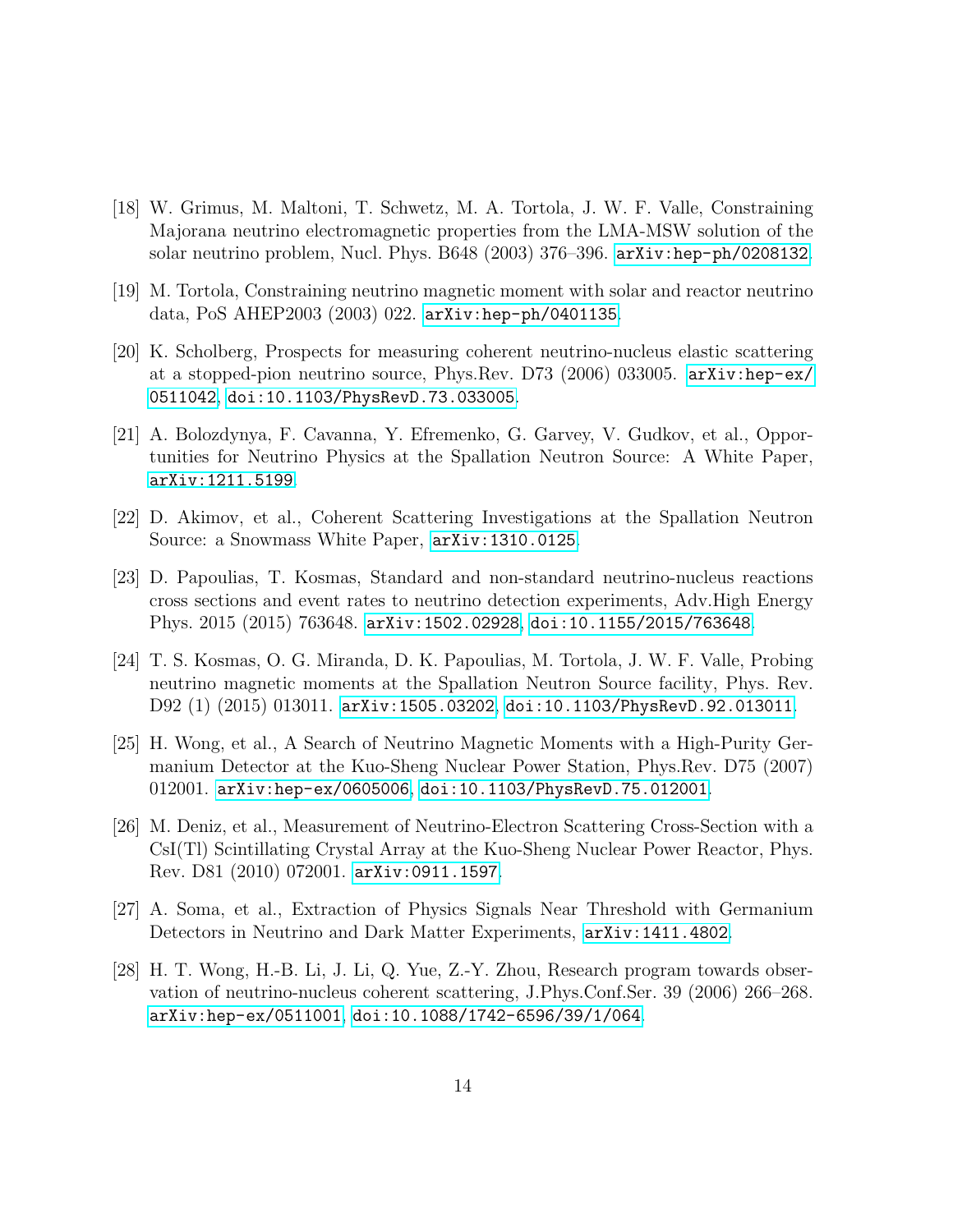[18] W. Grimus, M. Maltoni, T. Schwetz, M. A. Tortola, J. W. F. Valle, Constraining Majorana neutrino electromagnetic properties from the LMA-MSW solution of the solar neutrino problem, Nucl. Phys. B648 (2003) 376–396. arXiv:hep-ph/0208132.

[19] M. Tortola, Constraining neutrino magnetic moment with solar and reactor neutrino data, PoS AHEP2003 (2003) 022. arXiv:hep-ph/0401135.

[20] K. Scholberg, Prospects for measuring coherent neutrino-nucleus elastic scattering at a stopped-pion neutrino source, Phys.Rev. D73 (2006) 033005. arXiv:hep-ex/0511042, doi:10.1103/PhysRevD.73.033005.

[21] A. Bolozdynya, F. Cavanna, Y. Efremenko, G. Garvey, V. Gudkov, et al., Opportunities for Neutrino Physics at the Spallation Neutron Source: A White Paper, arXiv:1211.5199.

[22] D. Akimov, et al., Coherent Scattering Investigations at the Spallation Neutron Source: a Snowmass White Paper, arXiv:1310.0125.

[23] D. Papoulias, T. Kosmas, Standard and non-standard neutrino-nucleus reactions cross sections and event rates to neutrino detection experiments, Adv.High Energy Phys. 2015 (2015) 763648. arXiv:1502.02928, doi:10.1155/2015/763648.

[24] T. S. Kosmas, O. G. Miranda, D. K. Papoulias, M. Tortola, J. W. F. Valle, Probing neutrino magnetic moments at the Spallation Neutron Source facility, Phys. Rev. D92 (1) (2015) 013011. arXiv:1505.03202, doi:10.1103/PhysRevD.92.013011.

[25] H. Wong, et al., A Search of Neutrino Magnetic Moments with a High-Purity Germanium Detector at the Kuo-Sheng Nuclear Power Station, Phys.Rev. D75 (2007) 012001. arXiv:hep-ex/0605006, doi:10.1103/PhysRevD.75.012001.

[26] M. Deniz, et al., Measurement of Neutrino-Electron Scattering Cross-Section with a CsI(Tl) Scintillating Crystal Array at the Kuo-Sheng Nuclear Power Reactor, Phys. Rev. D81 (2010) 072001. arXiv:0911.1597.

[27] A. Soma, et al., Extraction of Physics Signals Near Threshold with Germanium Detectors in Neutrino and Dark Matter Experiments, arXiv:1411.4802.

[28] H. T. Wong, H.-B. Li, J. Li, Q. Yue, Z.-Y. Zhou, Research program towards observation of neutrino-nucleus coherent scattering, J.Phys.Conf.Ser. 39 (2006) 266–268. arXiv:hep-ex/0511001, doi:10.1088/1742-6596/39/1/064.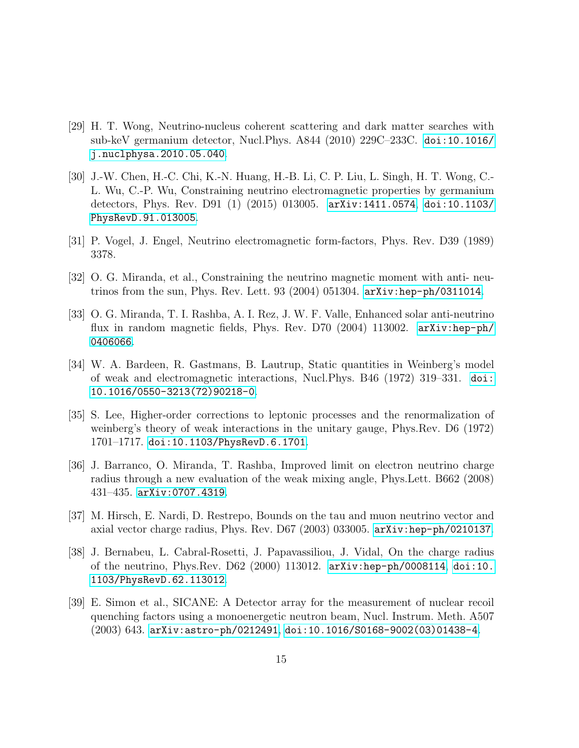[29] H. T. Wong, Neutrino-nucleus coherent scattering and dark matter searches with sub-keV germanium detector, Nucl.Phys. A844 (2010) 229C–233C. doi:10.1016/j.nuclphysa.2010.05.040.

[30] J.-W. Chen, H.-C. Chi, K.-N. Huang, H.-B. Li, C. P. Liu, L. Singh, H. T. Wong, C.-L. Wu, C.-P. Wu, Constraining neutrino electromagnetic properties by germanium detectors, Phys. Rev. D91 (1) (2015) 013005. arXiv:1411.0574, doi:10.1103/PhysRevD.91.013005.

[31] P. Vogel, J. Engel, Neutrino electromagnetic form-factors, Phys. Rev. D39 (1989) 3378.

[32] O. G. Miranda, et al., Constraining the neutrino magnetic moment with anti- neutrinos from the sun, Phys. Rev. Lett. 93 (2004) 051304. arXiv:hep-ph/0311014.

[33] O. G. Miranda, T. I. Rashba, A. I. Rez, J. W. F. Valle, Enhanced solar anti-neutrino flux in random magnetic fields, Phys. Rev. D70 (2004) 113002. arXiv:hep-ph/0406066.

[34] W. A. Bardeen, R. Gastmans, B. Lautrup, Static quantities in Weinberg's model of weak and electromagnetic interactions, Nucl.Phys. B46 (1972) 319–331. doi:10.1016/0550-3213(72)90218-0.

[35] S. Lee, Higher-order corrections to leptonic processes and the renormalization of weinberg's theory of weak interactions in the unitary gauge, Phys.Rev. D6 (1972) 1701–1717. doi:10.1103/PhysRevD.6.1701.

[36] J. Barranco, O. Miranda, T. Rashba, Improved limit on electron neutrino charge radius through a new evaluation of the weak mixing angle, Phys.Lett. B662 (2008) 431–435. arXiv:0707.4319.

[37] M. Hirsch, E. Nardi, D. Restrepo, Bounds on the tau and muon neutrino vector and axial vector charge radius, Phys. Rev. D67 (2003) 033005. arXiv:hep-ph/0210137.

[38] J. Bernabeu, L. Cabral-Rosetti, J. Papavassiliou, J. Vidal, On the charge radius of the neutrino, Phys.Rev. D62 (2000) 113012. arXiv:hep-ph/0008114, doi:10.1103/PhysRevD.62.113012.

[39] E. Simon et al., SICANE: A Detector array for the measurement of nuclear recoil quenching factors using a monoenergetic neutron beam, Nucl. Instrum. Meth. A507 (2003) 643. arXiv:astro-ph/0212491, doi:10.1016/S0168-9002(03)01438-4.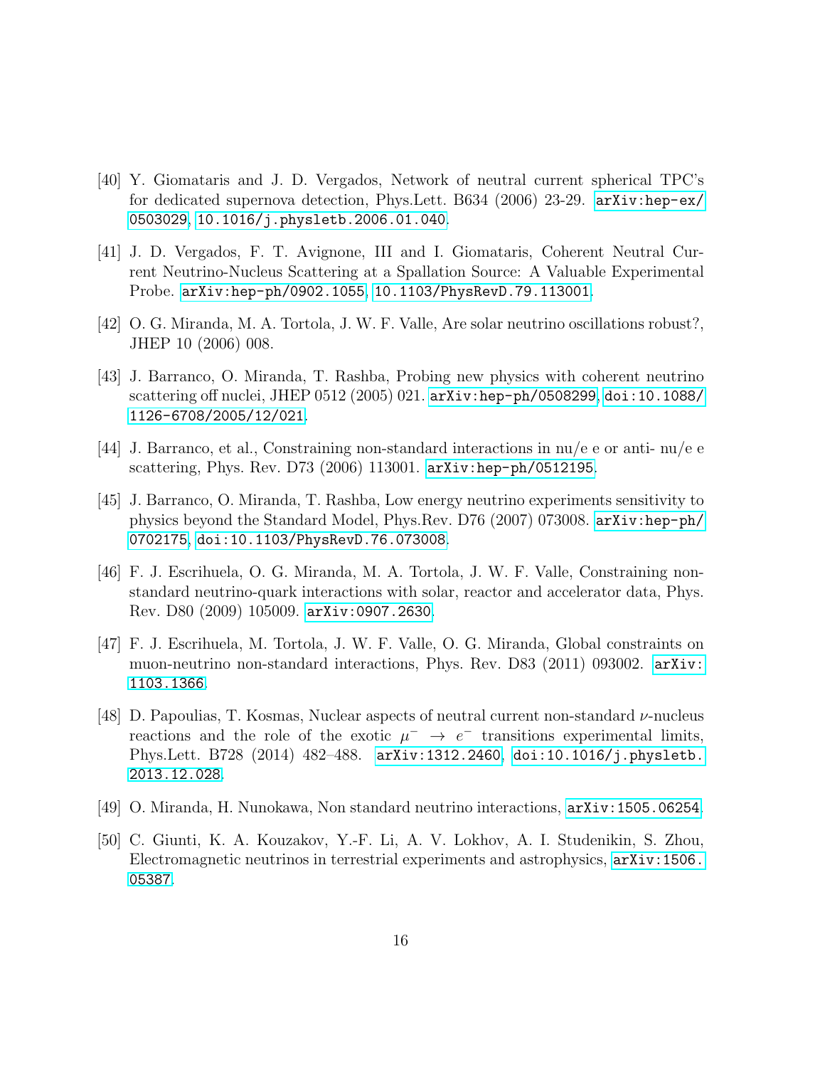[40] Y. Giomataris and J. D. Vergados, Network of neutral current spherical TPC's for dedicated supernova detection, Phys.Lett. B634 (2006) 23-29. arXiv:hep-ex/0503029, 10.1016/j.physletb.2006.01.040.

[41] J. D. Vergados, F. T. Avignone, III and I. Giomataris, Coherent Neutral Current Neutrino-Nucleus Scattering at a Spallation Source: A Valuable Experimental Probe. arXiv:hep-ph/0902.1055, 10.1103/PhysRevD.79.113001.

[42] O. G. Miranda, M. A. Tortola, J. W. F. Valle, Are solar neutrino oscillations robust?, JHEP 10 (2006) 008.

[43] J. Barranco, O. Miranda, T. Rashba, Probing new physics with coherent neutrino scattering off nuclei, JHEP 0512 (2005) 021. arXiv:hep-ph/0508299, doi:10.1088/1126-6708/2005/12/021.

[44] J. Barranco, et al., Constraining non-standard interactions in nu/e e or anti- nu/e e scattering, Phys. Rev. D73 (2006) 113001. arXiv:hep-ph/0512195.

[45] J. Barranco, O. Miranda, T. Rashba, Low energy neutrino experiments sensitivity to physics beyond the Standard Model, Phys.Rev. D76 (2007) 073008. arXiv:hep-ph/0702175, doi:10.1103/PhysRevD.76.073008.

[46] F. J. Escrihuela, O. G. Miranda, M. A. Tortola, J. W. F. Valle, Constraining non-standard neutrino-quark interactions with solar, reactor and accelerator data, Phys. Rev. D80 (2009) 105009. arXiv:0907.2630.

[47] F. J. Escrihuela, M. Tortola, J. W. F. Valle, O. G. Miranda, Global constraints on muon-neutrino non-standard interactions, Phys. Rev. D83 (2011) 093002. arXiv:1103.1366.

[48] D. Papoulias, T. Kosmas, Nuclear aspects of neutral current non-standard $\nu$-nucleus reactions and the role of the exotic $\mu^- \to e^-$ transitions experimental limits, Phys.Lett. B728 (2014) 482–488. arXiv:1312.2460, doi:10.1016/j.physletb.2013.12.028.

[49] O. Miranda, H. Nunokawa, Non standard neutrino interactions, arXiv:1505.06254.

[50] C. Giunti, K. A. Kouzakov, Y.-F. Li, A. V. Lokhov, A. I. Studenikin, S. Zhou, Electromagnetic neutrinos in terrestrial experiments and astrophysics, arXiv:1506.05387.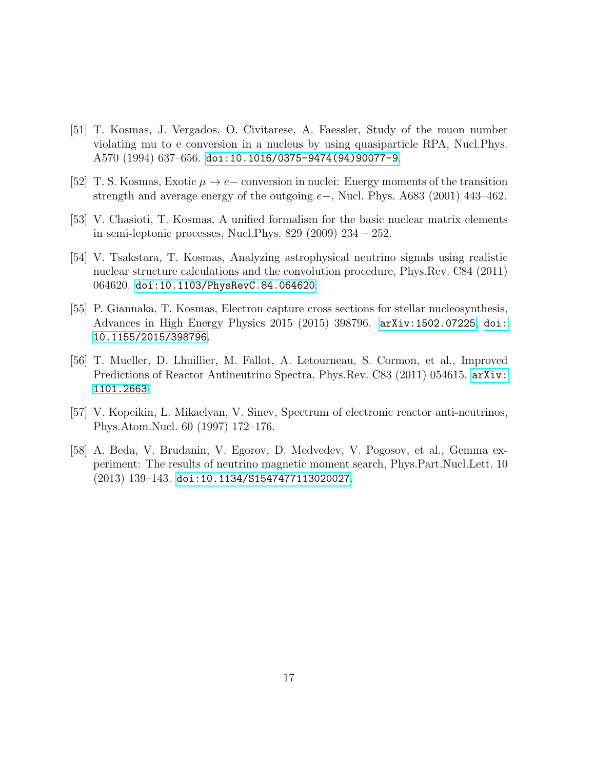[51] T. Kosmas, J. Vergados, O. Civitarese, A. Faessler, Study of the muon number violating mu to e conversion in a nucleus by using quasiparticle RPA, Nucl.Phys. A570 (1994) 637–656. doi:10.1016/0375-9474(94)90077-9.

[52] T. S. Kosmas, Exotic $\mu \to e-$ conversion in nuclei: Energy moments of the transition strength and average energy of the outgoing $e-$, Nucl. Phys. A683 (2001) 443–462.

[53] V. Chasioti, T. Kosmas, A unified formalism for the basic nuclear matrix elements in semi-leptonic processes, Nucl.Phys. 829 (2009) 234 – 252.

[54] V. Tsakstara, T. Kosmas, Analyzing astrophysical neutrino signals using realistic nuclear structure calculations and the convolution procedure, Phys.Rev. C84 (2011) 064620. doi:10.1103/PhysRevC.84.064620.

[55] P. Giannaka, T. Kosmas, Electron capture cross sections for stellar nucleosynthesis, Advances in High Energy Physics 2015 (2015) 398796. arXiv:1502.07225, doi:10.1155/2015/398796.

[56] T. Mueller, D. Lhuillier, M. Fallot, A. Letourneau, S. Cormon, et al., Improved Predictions of Reactor Antineutrino Spectra, Phys.Rev. C83 (2011) 054615. arXiv:1101.2663.

[57] V. Kopeikin, L. Mikaelyan, V. Sinev, Spectrum of electronic reactor anti-neutrinos, Phys.Atom.Nucl. 60 (1997) 172–176.

[58] A. Beda, V. Brudanin, V. Egorov, D. Medvedev, V. Pogosov, et al., Gemma experiment: The results of neutrino magnetic moment search, Phys.Part.Nucl.Lett. 10 (2013) 139–143. doi:10.1134/S1547477113020027.